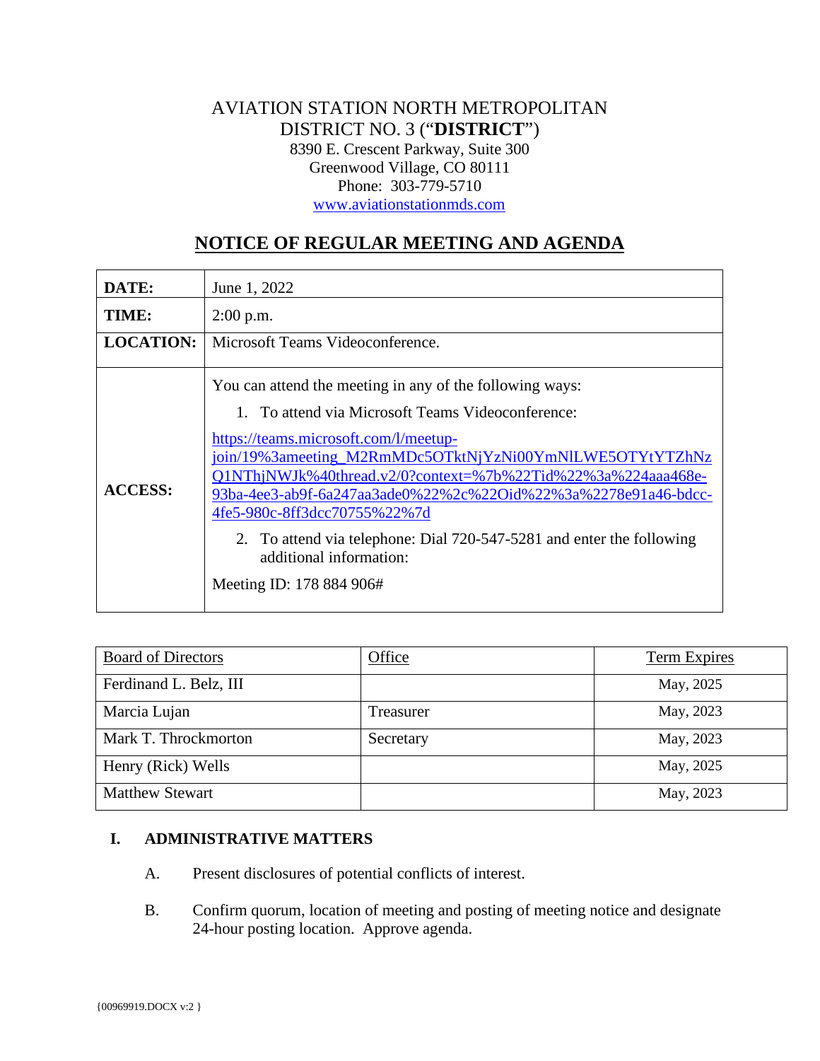AVIATION STATION NORTH METROPOLITAN
DISTRICT NO. 3 ("**DISTRICT**")
8390 E. Crescent Parkway, Suite 300
Greenwood Village, CO 80111
Phone: 303-779-5710
www.aviationstationmds.com

## NOTICE OF REGULAR MEETING AND AGENDA

| | |
|---|---|
| **DATE:** | June 1, 2022 |
| **TIME:** | 2:00 p.m. |
| **LOCATION:** | Microsoft Teams Videoconference. |
| **ACCESS:** | You can attend the meeting in any of the following ways:<br>1. To attend via Microsoft Teams Videoconference:<br>https://teams.microsoft.com/l/meetup-join/19%3ameeting_M2RmMDc5OTktNjYzNi00YmNlLWE5OTYtYTZhNzQ1NThjNWJk%40thread.v2/0?context=%7b%22Tid%22%3a%224aaa468e-93ba-4ee3-ab9f-6a247aa3ade0%22%2c%22Oid%22%3a%2278e91a46-bdcc-4fe5-980c-8ff3dcc70755%22%7d<br>2. To attend via telephone: Dial 720-547-5281 and enter the following additional information:<br>Meeting ID: 178 884 906# |

| Board of Directors | Office | Term Expires |
|---|---|---|
| Ferdinand L. Belz, III | | May, 2025 |
| Marcia Lujan | Treasurer | May, 2023 |
| Mark T. Throckmorton | Secretary | May, 2023 |
| Henry (Rick) Wells | | May, 2025 |
| Matthew Stewart | | May, 2023 |

### I. ADMINISTRATIVE MATTERS

A. Present disclosures of potential conflicts of interest.

B. Confirm quorum, location of meeting and posting of meeting notice and designate 24-hour posting location. Approve agenda.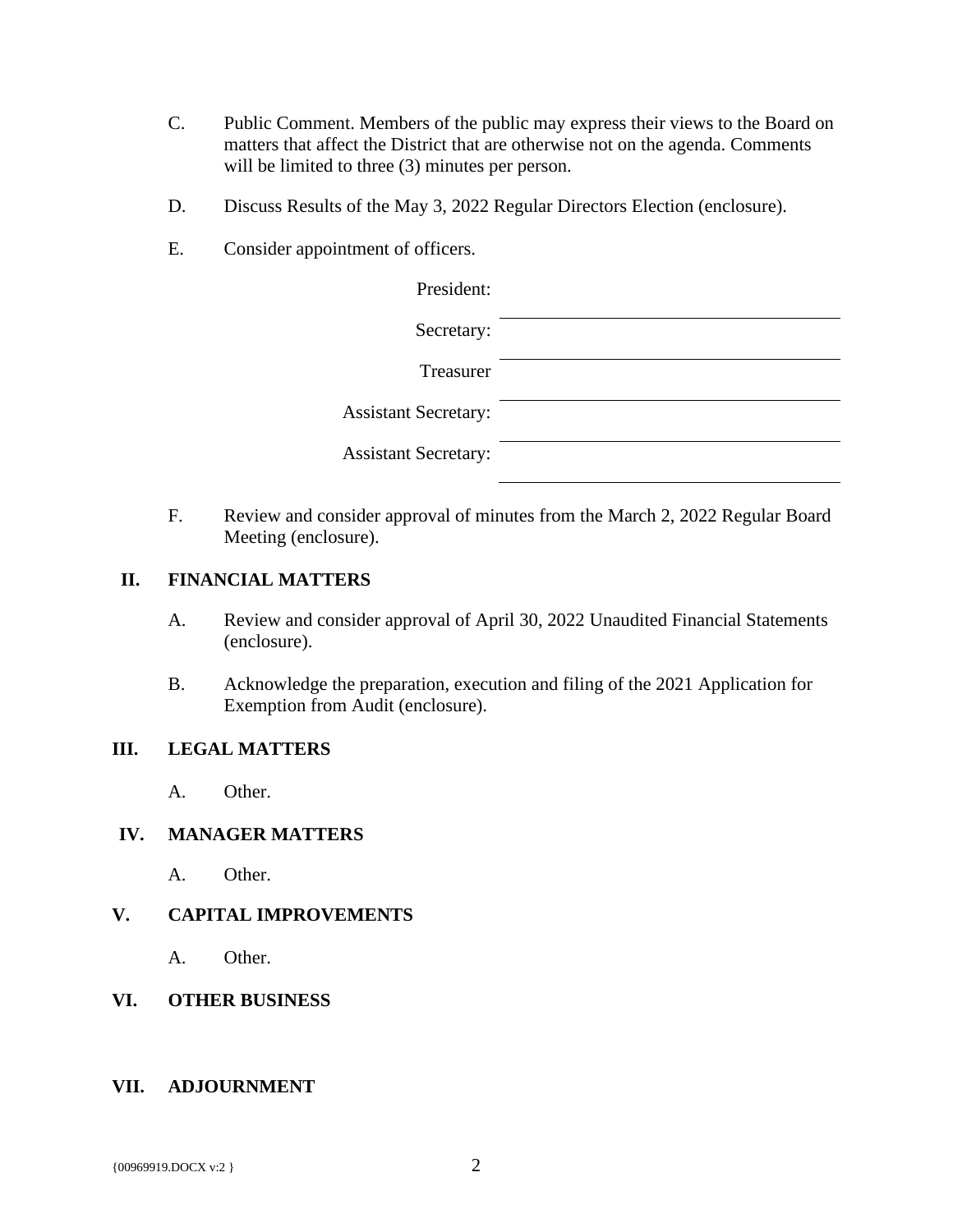C. Public Comment. Members of the public may express their views to the Board on matters that affect the District that are otherwise not on the agenda. Comments will be limited to three (3) minutes per person.

D. Discuss Results of the May 3, 2022 Regular Directors Election (enclosure).

E. Consider appointment of officers.

President: \_\_\_\_\_\_\_\_\_\_\_\_\_\_\_\_\_\_\_\_\_\_\_\_\_\_\_\_

Secretary: \_\_\_\_\_\_\_\_\_\_\_\_\_\_\_\_\_\_\_\_\_\_\_\_\_\_\_\_

Treasurer \_\_\_\_\_\_\_\_\_\_\_\_\_\_\_\_\_\_\_\_\_\_\_\_\_\_\_\_

Assistant Secretary: \_\_\_\_\_\_\_\_\_\_\_\_\_\_\_\_\_\_\_\_\_\_\_\_\_\_\_\_

Assistant Secretary: \_\_\_\_\_\_\_\_\_\_\_\_\_\_\_\_\_\_\_\_\_\_\_\_\_\_\_\_

F. Review and consider approval of minutes from the March 2, 2022 Regular Board Meeting (enclosure).

## II. FINANCIAL MATTERS

A. Review and consider approval of April 30, 2022 Unaudited Financial Statements (enclosure).

B. Acknowledge the preparation, execution and filing of the 2021 Application for Exemption from Audit (enclosure).

## III. LEGAL MATTERS

A. Other.

## IV. MANAGER MATTERS

A. Other.

## V. CAPITAL IMPROVEMENTS

A. Other.

## VI. OTHER BUSINESS

## VII. ADJOURNMENT

{00969919.DOCX v:2 }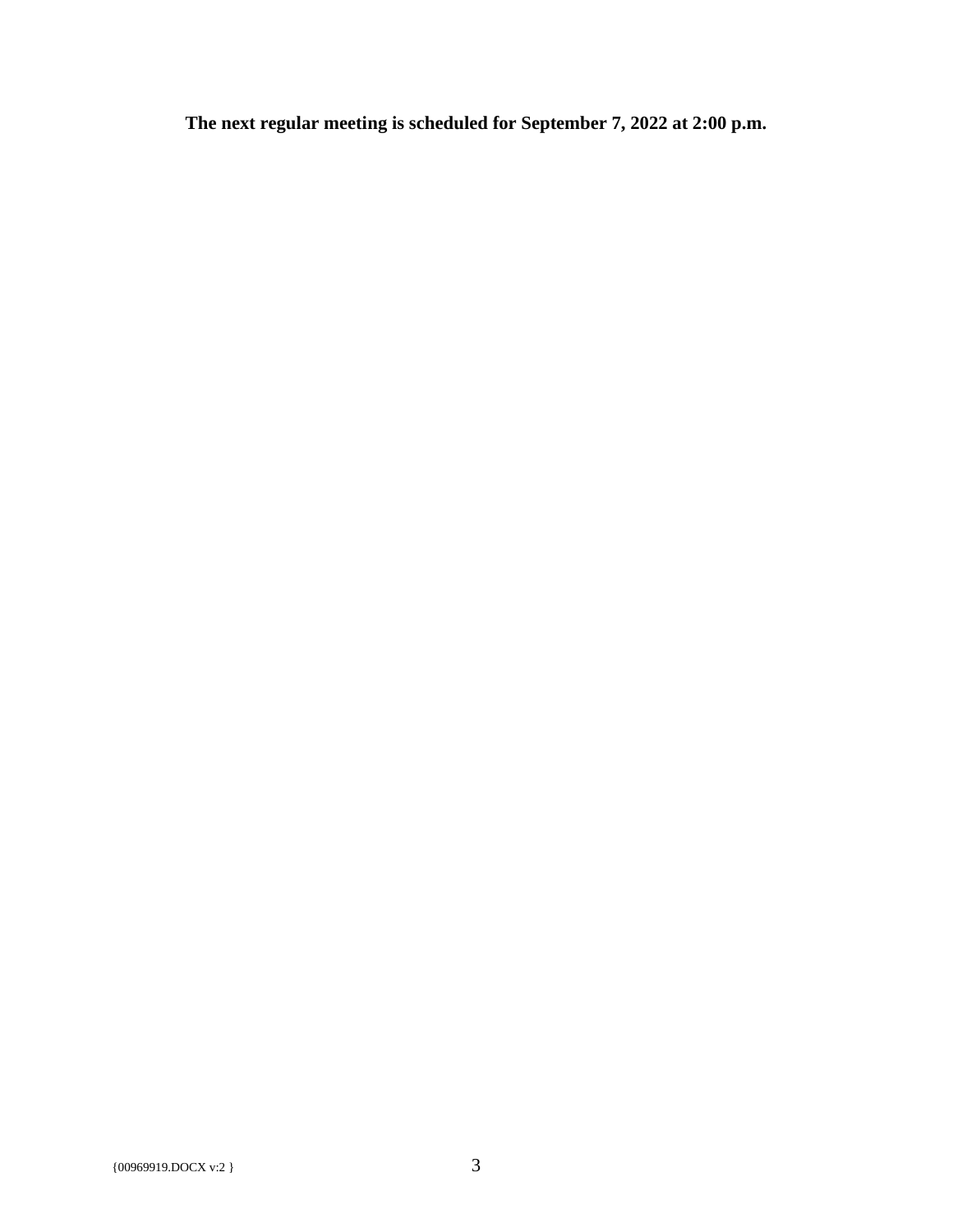**The next regular meeting is scheduled for September 7, 2022 at 2:00 p.m.**